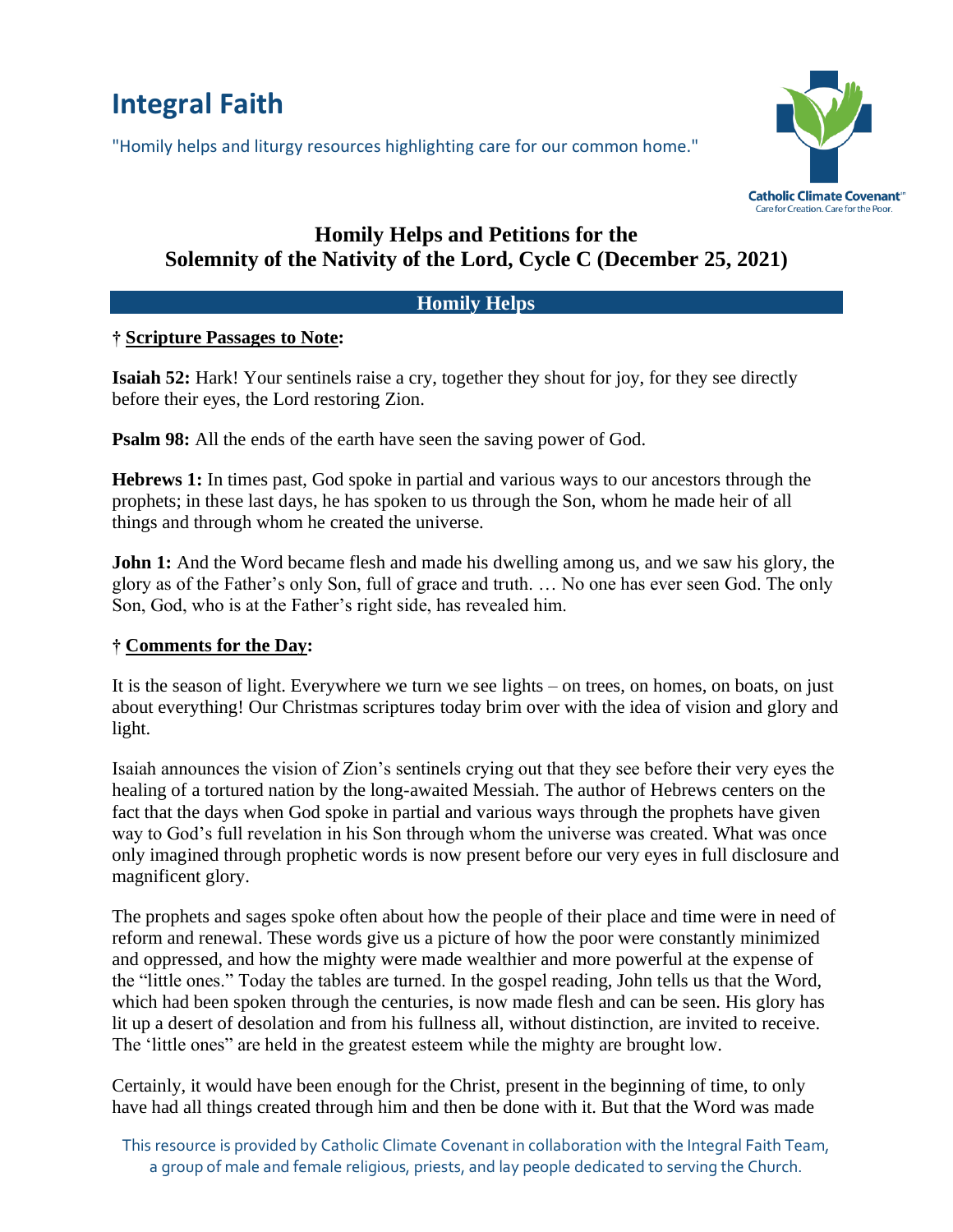# Integral Faith

"Homily helps and liturgy resources highlighting care for our common home."

Catholic Climate Covenant
Care for Creation. Care for the Poor.

## Homily Helps and Petitions for the Solemnity of the Nativity of the Lord, Cycle C (December 25, 2021)

### Homily Helps

**† Scripture Passages to Note:**

**Isaiah 52:** Hark! Your sentinels raise a cry, together they shout for joy, for they see directly before their eyes, the Lord restoring Zion.

**Psalm 98:** All the ends of the earth have seen the saving power of God.

**Hebrews 1:** In times past, God spoke in partial and various ways to our ancestors through the prophets; in these last days, he has spoken to us through the Son, whom he made heir of all things and through whom he created the universe.

**John 1:** And the Word became flesh and made his dwelling among us, and we saw his glory, the glory as of the Father's only Son, full of grace and truth. … No one has ever seen God. The only Son, God, who is at the Father's right side, has revealed him.

**† Comments for the Day:**

It is the season of light. Everywhere we turn we see lights – on trees, on homes, on boats, on just about everything! Our Christmas scriptures today brim over with the idea of vision and glory and light.

Isaiah announces the vision of Zion's sentinels crying out that they see before their very eyes the healing of a tortured nation by the long-awaited Messiah. The author of Hebrews centers on the fact that the days when God spoke in partial and various ways through the prophets have given way to God's full revelation in his Son through whom the universe was created. What was once only imagined through prophetic words is now present before our very eyes in full disclosure and magnificent glory.

The prophets and sages spoke often about how the people of their place and time were in need of reform and renewal. These words give us a picture of how the poor were constantly minimized and oppressed, and how the mighty were made wealthier and more powerful at the expense of the "little ones." Today the tables are turned. In the gospel reading, John tells us that the Word, which had been spoken through the centuries, is now made flesh and can be seen. His glory has lit up a desert of desolation and from his fullness all, without distinction, are invited to receive. The 'little ones" are held in the greatest esteem while the mighty are brought low.

Certainly, it would have been enough for the Christ, present in the beginning of time, to only have had all things created through him and then be done with it. But that the Word was made

This resource is provided by Catholic Climate Covenant in collaboration with the Integral Faith Team, a group of male and female religious, priests, and lay people dedicated to serving the Church.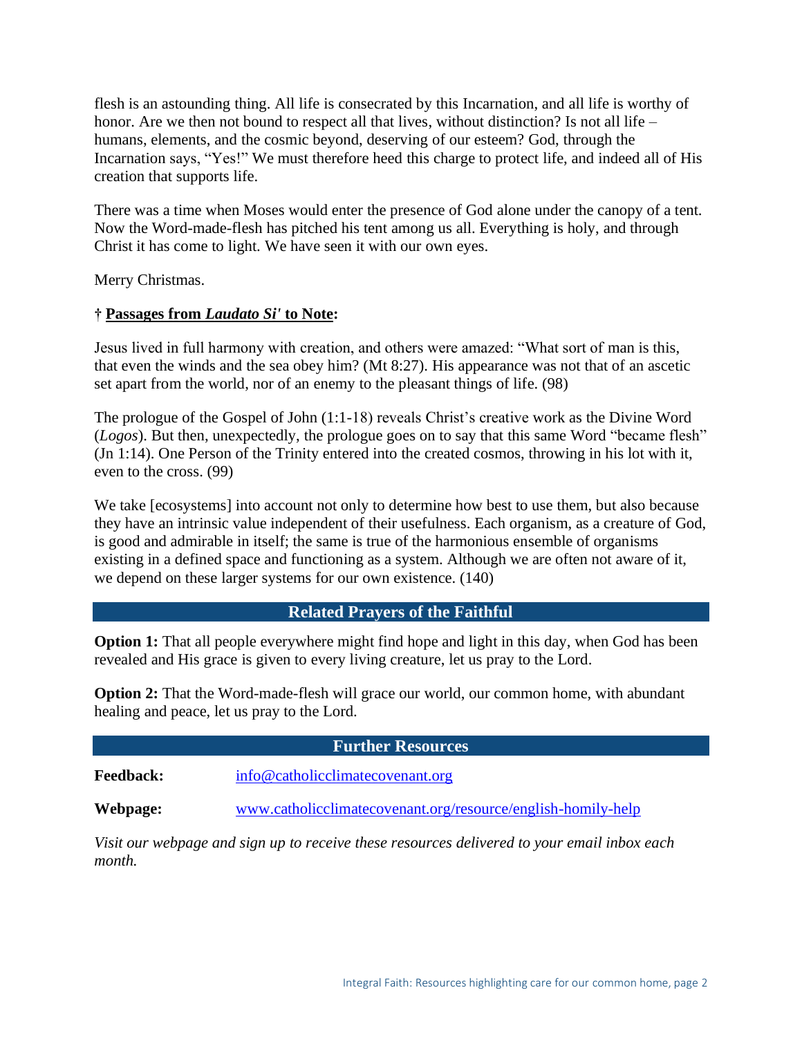flesh is an astounding thing. All life is consecrated by this Incarnation, and all life is worthy of honor. Are we then not bound to respect all that lives, without distinction? Is not all life – humans, elements, and the cosmic beyond, deserving of our esteem? God, through the Incarnation says, "Yes!" We must therefore heed this charge to protect life, and indeed all of His creation that supports life.

There was a time when Moses would enter the presence of God alone under the canopy of a tent. Now the Word-made-flesh has pitched his tent among us all. Everything is holy, and through Christ it has come to light. We have seen it with our own eyes.

Merry Christmas.

**† Passages from *Laudato Si'* to Note:**

Jesus lived in full harmony with creation, and others were amazed: "What sort of man is this, that even the winds and the sea obey him? (Mt 8:27). His appearance was not that of an ascetic set apart from the world, nor of an enemy to the pleasant things of life. (98)

The prologue of the Gospel of John (1:1-18) reveals Christ's creative work as the Divine Word (*Logos*). But then, unexpectedly, the prologue goes on to say that this same Word "became flesh" (Jn 1:14). One Person of the Trinity entered into the created cosmos, throwing in his lot with it, even to the cross. (99)

We take [ecosystems] into account not only to determine how best to use them, but also because they have an intrinsic value independent of their usefulness. Each organism, as a creature of God, is good and admirable in itself; the same is true of the harmonious ensemble of organisms existing in a defined space and functioning as a system. Although we are often not aware of it, we depend on these larger systems for our own existence. (140)

## Related Prayers of the Faithful

**Option 1:** That all people everywhere might find hope and light in this day, when God has been revealed and His grace is given to every living creature, let us pray to the Lord.

**Option 2:** That the Word-made-flesh will grace our world, our common home, with abundant healing and peace, let us pray to the Lord.

## Further Resources

**Feedback:** info@catholicclimatecovenant.org

**Webpage:** www.catholicclimatecovenant.org/resource/english-homily-help

*Visit our webpage and sign up to receive these resources delivered to your email inbox each month.*